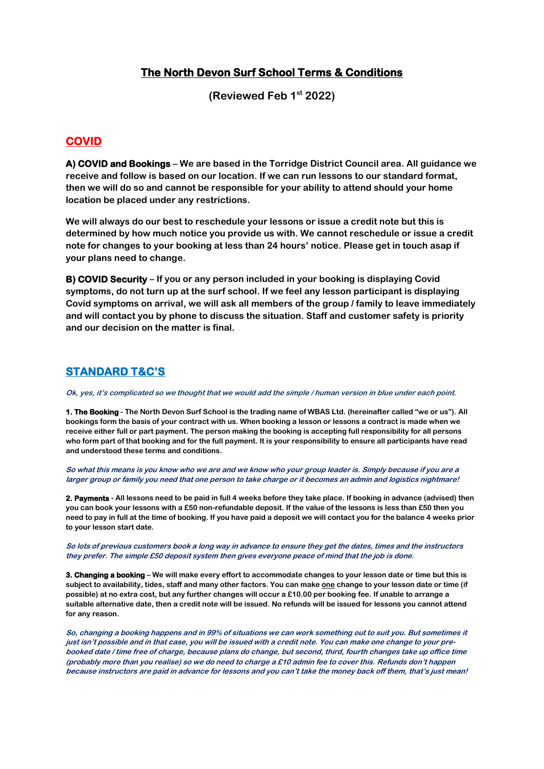# The North Devon Surf School Terms & Conditions

**(Reviewed Feb 1st 2022)**

## COVID

**A) COVID and Bookings – We are based in the Torridge District Council area. All guidance we receive and follow is based on our location. If we can run lessons to our standard format, then we will do so and cannot be responsible for your ability to attend should your home location be placed under any restrictions.**

**We will always do our best to reschedule your lessons or issue a credit note but this is determined by how much notice you provide us with. We cannot reschedule or issue a credit note for changes to your booking at less than 24 hours' notice. Please get in touch asap if your plans need to change.**

**B) COVID Security – If you or any person included in your booking is displaying Covid symptoms, do not turn up at the surf school. If we feel any lesson participant is displaying Covid symptoms on arrival, we will ask all members of the group / family to leave immediately and will contact you by phone to discuss the situation. Staff and customer safety is priority and our decision on the matter is final.**

## STANDARD T&C'S

***Ok, yes, it's complicated so we thought that we would add the simple / human version in blue under each point.***

**1. The Booking - The North Devon Surf School is the trading name of WBAS Ltd. (hereinafter called "we or us"). All bookings form the basis of your contract with us. When booking a lesson or lessons a contract is made when we receive either full or part payment. The person making the booking is accepting full responsibility for all persons who form part of that booking and for the full payment. It is your responsibility to ensure all participants have read and understood these terms and conditions.**

***So what this means is you know who we are and we know who your group leader is. Simply because if you are a larger group or family you need that one person to take charge or it becomes an admin and logistics nightmare!***

**2. Payments - All lessons need to be paid in full 4 weeks before they take place. If booking in advance (advised) then you can book your lessons with a £50 non-refundable deposit. If the value of the lessons is less than £50 then you need to pay in full at the time of booking. If you have paid a deposit we will contact you for the balance 4 weeks prior to your lesson start date.**

***So lots of previous customers book a long way in advance to ensure they get the dates, times and the instructors they prefer. The simple £50 deposit system then gives everyone peace of mind that the job is done.***

**3. Changing a booking – We will make every effort to accommodate changes to your lesson date or time but this is subject to availability, tides, staff and many other factors. You can make one change to your lesson date or time (if possible) at no extra cost, but any further changes will occur a £10.00 per booking fee. If unable to arrange a suitable alternative date, then a credit note will be issued. No refunds will be issued for lessons you cannot attend for any reason.**

***So, changing a booking happens and in 99% of situations we can work something out to suit you. But sometimes it just isn't possible and in that case, you will be issued with a credit note. You can make one change to your pre-booked date / time free of charge, because plans do change, but second, third, fourth changes take up office time (probably more than you realise) so we do need to charge a £10 admin fee to cover this. Refunds don't happen because instructors are paid in advance for lessons and you can't take the money back off them, that's just mean!***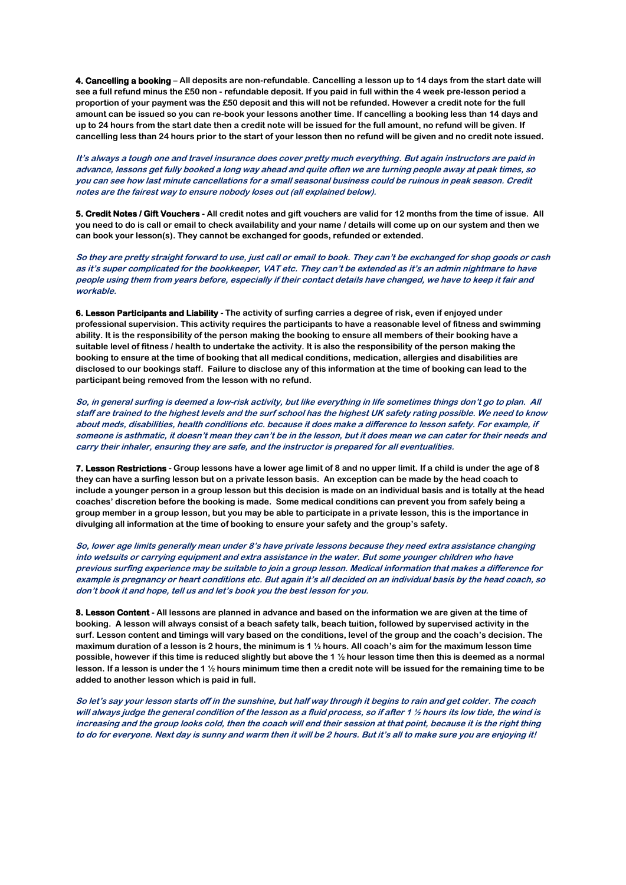**4. Cancelling a booking** – **All deposits are non-refundable. Cancelling a lesson up to 14 days from the start date will see a full refund minus the £50 non - refundable deposit. If you paid in full within the 4 week pre-lesson period a proportion of your payment was the £50 deposit and this will not be refunded. However a credit note for the full amount can be issued so you can re-book your lessons another time. If cancelling a booking less than 14 days and up to 24 hours from the start date then a credit note will be issued for the full amount, no refund will be given. If cancelling less than 24 hours prior to the start of your lesson then no refund will be given and no credit note issued.**

***It's always a tough one and travel insurance does cover pretty much everything. But again instructors are paid in advance, lessons get fully booked a long way ahead and quite often we are turning people away at peak times, so you can see how last minute cancellations for a small seasonal business could be ruinous in peak season. Credit notes are the fairest way to ensure nobody loses out (all explained below).***

**5. Credit Notes / Gift Vouchers** - **All credit notes and gift vouchers are valid for 12 months from the time of issue. All you need to do is call or email to check availability and your name / details will come up on our system and then we can book your lesson(s). They cannot be exchanged for goods, refunded or extended.**

***So they are pretty straight forward to use, just call or email to book. They can't be exchanged for shop goods or cash as it's super complicated for the bookkeeper, VAT etc. They can't be extended as it's an admin nightmare to have people using them from years before, especially if their contact details have changed, we have to keep it fair and workable.***

**6. Lesson Participants and Liability** - **The activity of surfing carries a degree of risk, even if enjoyed under professional supervision. This activity requires the participants to have a reasonable level of fitness and swimming ability. It is the responsibility of the person making the booking to ensure all members of their booking have a suitable level of fitness / health to undertake the activity. It is also the responsibility of the person making the booking to ensure at the time of booking that all medical conditions, medication, allergies and disabilities are disclosed to our bookings staff. Failure to disclose any of this information at the time of booking can lead to the participant being removed from the lesson with no refund.**

***So, in general surfing is deemed a low-risk activity, but like everything in life sometimes things don't go to plan. All staff are trained to the highest levels and the surf school has the highest UK safety rating possible. We need to know about meds, disabilities, health conditions etc. because it does make a difference to lesson safety. For example, if someone is asthmatic, it doesn't mean they can't be in the lesson, but it does mean we can cater for their needs and carry their inhaler, ensuring they are safe, and the instructor is prepared for all eventualities.***

**7. Lesson Restrictions** - **Group lessons have a lower age limit of 8 and no upper limit. If a child is under the age of 8 they can have a surfing lesson but on a private lesson basis. An exception can be made by the head coach to include a younger person in a group lesson but this decision is made on an individual basis and is totally at the head coaches' discretion before the booking is made. Some medical conditions can prevent you from safely being a group member in a group lesson, but you may be able to participate in a private lesson, this is the importance in divulging all information at the time of booking to ensure your safety and the group's safety.**

***So, lower age limits generally mean under 8's have private lessons because they need extra assistance changing into wetsuits or carrying equipment and extra assistance in the water. But some younger children who have previous surfing experience may be suitable to join a group lesson. Medical information that makes a difference for example is pregnancy or heart conditions etc. But again it's all decided on an individual basis by the head coach, so don't book it and hope, tell us and let's book you the best lesson for you.***

**8. Lesson Content** - **All lessons are planned in advance and based on the information we are given at the time of booking. A lesson will always consist of a beach safety talk, beach tuition, followed by supervised activity in the surf. Lesson content and timings will vary based on the conditions, level of the group and the coach's decision. The maximum duration of a lesson is 2 hours, the minimum is 1 ½ hours. All coach's aim for the maximum lesson time possible, however if this time is reduced slightly but above the 1 ½ hour lesson time then this is deemed as a normal lesson. If a lesson is under the 1 ½ hours minimum time then a credit note will be issued for the remaining time to be added to another lesson which is paid in full.**

***So let's say your lesson starts off in the sunshine, but half way through it begins to rain and get colder. The coach will always judge the general condition of the lesson as a fluid process, so if after 1 ½ hours its low tide, the wind is increasing and the group looks cold, then the coach will end their session at that point, because it is the right thing to do for everyone. Next day is sunny and warm then it will be 2 hours. But it's all to make sure you are enjoying it!***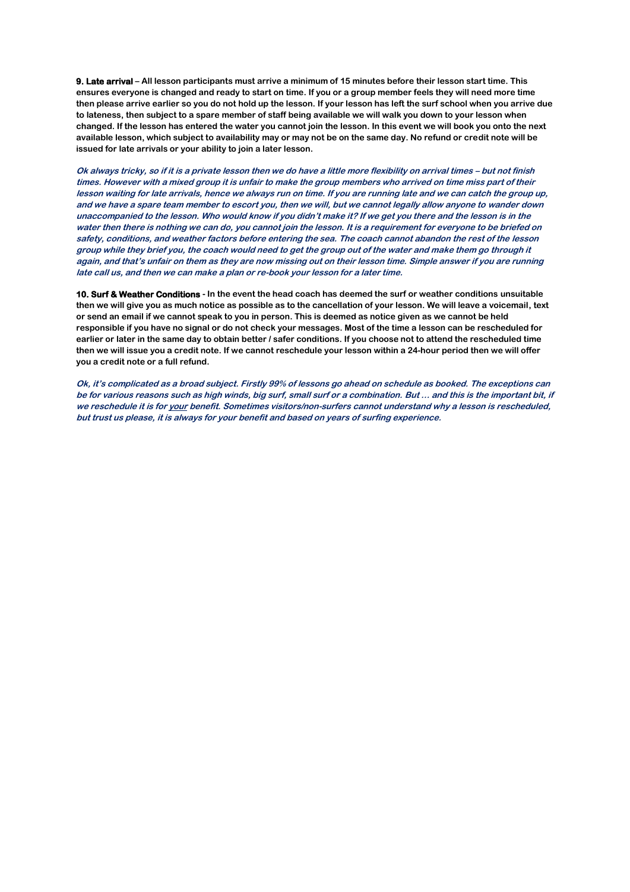**9. Late arrival** – **All lesson participants must arrive a minimum of 15 minutes before their lesson start time. This ensures everyone is changed and ready to start on time. If you or a group member feels they will need more time then please arrive earlier so you do not hold up the lesson. If your lesson has left the surf school when you arrive due to lateness, then subject to a spare member of staff being available we will walk you down to your lesson when changed. If the lesson has entered the water you cannot join the lesson. In this event we will book you onto the next available lesson, which subject to availability may or may not be on the same day. No refund or credit note will be issued for late arrivals or your ability to join a later lesson.**

***Ok always tricky, so if it is a private lesson then we do have a little more flexibility on arrival times – but not finish times. However with a mixed group it is unfair to make the group members who arrived on time miss part of their lesson waiting for late arrivals, hence we always run on time. If you are running late and we can catch the group up, and we have a spare team member to escort you, then we will, but we cannot legally allow anyone to wander down unaccompanied to the lesson. Who would know if you didn't make it? If we get you there and the lesson is in the water then there is nothing we can do, you cannot join the lesson. It is a requirement for everyone to be briefed on safety, conditions, and weather factors before entering the sea. The coach cannot abandon the rest of the lesson group while they brief you, the coach would need to get the group out of the water and make them go through it again, and that's unfair on them as they are now missing out on their lesson time. Simple answer if you are running late call us, and then we can make a plan or re-book your lesson for a later time.***

**10. Surf & Weather Conditions** - **In the event the head coach has deemed the surf or weather conditions unsuitable then we will give you as much notice as possible as to the cancellation of your lesson. We will leave a voicemail, text or send an email if we cannot speak to you in person. This is deemed as notice given as we cannot be held responsible if you have no signal or do not check your messages. Most of the time a lesson can be rescheduled for earlier or later in the same day to obtain better / safer conditions. If you choose not to attend the rescheduled time then we will issue you a credit note. If we cannot reschedule your lesson within a 24-hour period then we will offer you a credit note or a full refund.**

***Ok, it's complicated as a broad subject. Firstly 99% of lessons go ahead on schedule as booked. The exceptions can be for various reasons such as high winds, big surf, small surf or a combination. But … and this is the important bit, if we reschedule it is for your benefit. Sometimes visitors/non-surfers cannot understand why a lesson is rescheduled, but trust us please, it is always for your benefit and based on years of surfing experience.***